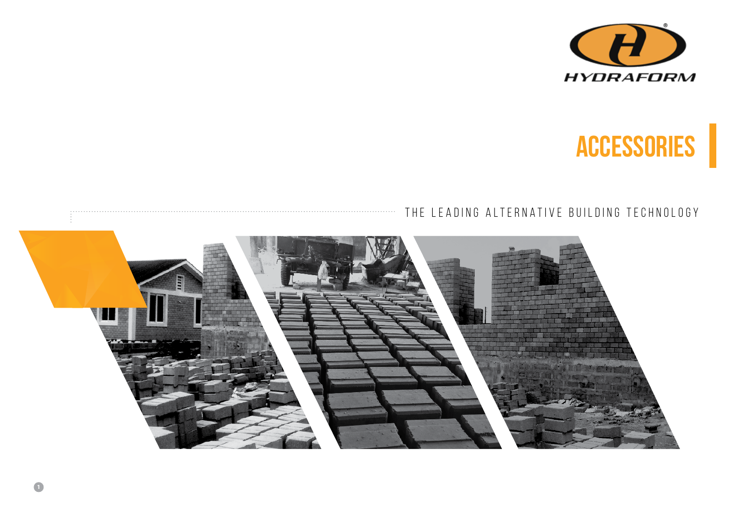HYDRAFORM

# ACCESSORIES

THE LEADING ALTERNATIVE BUILDING TECHNOLOGY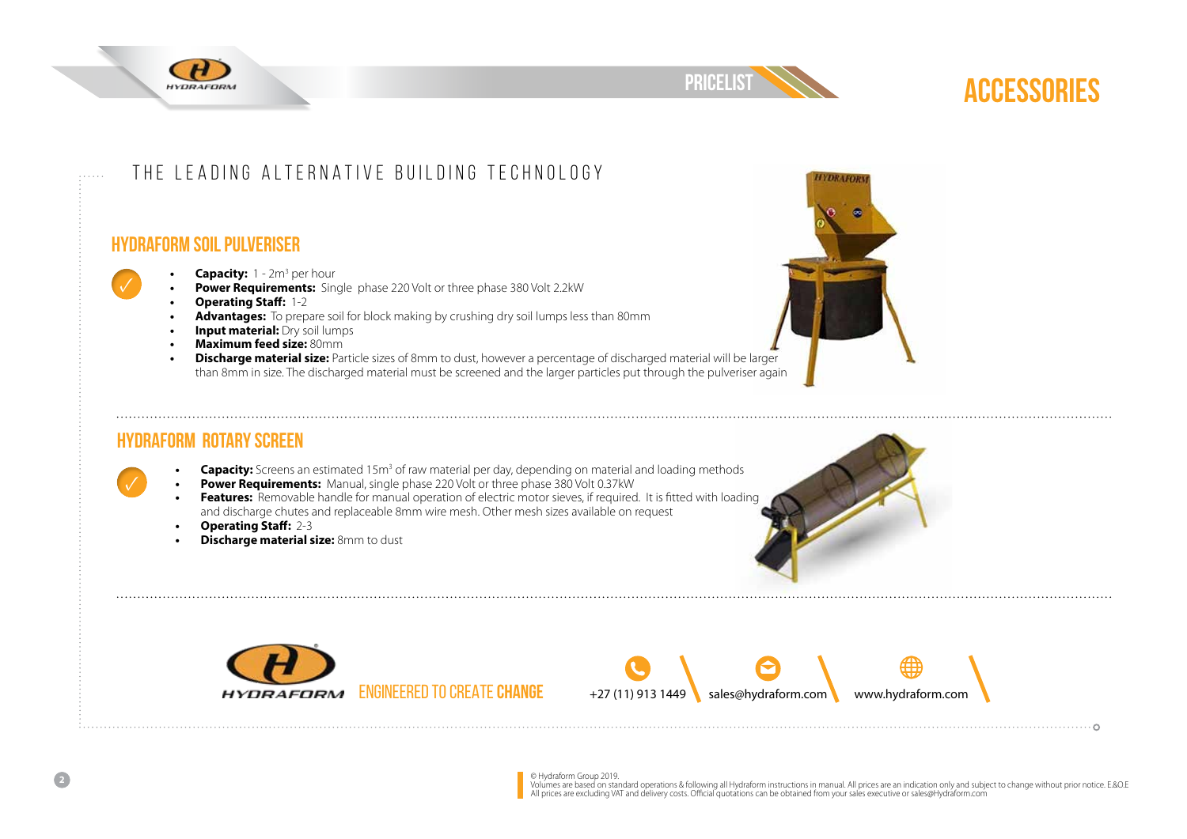# ACCESSORIES

THE LEADING ALTERNATIVE BUILDING TECHNOLOGY

## HYDRAFORM SOIL PULVERISER

- **Capacity:** 1 - 2m³ per hour
- **Power Requirements:** Single phase 220 Volt or three phase 380 Volt 2.2kW
- **Operating Staff:** 1-2
- **Advantages:** To prepare soil for block making by crushing dry soil lumps less than 80mm
- **Input material:** Dry soil lumps
- **Maximum feed size:** 80mm
- **Discharge material size:** Particle sizes of 8mm to dust, however a percentage of discharged material will be larger than 8mm in size. The discharged material must be screened and the larger particles put through the pulveriser again

## HYDRAFORM ROTARY SCREEN

- **Capacity:** Screens an estimated 15m³ of raw material per day, depending on material and loading methods
- **Power Requirements:** Manual, single phase 220 Volt or three phase 380 Volt 0.37kW
- **Features:** Removable handle for manual operation of electric motor sieves, if required. It is fitted with loading and discharge chutes and replaceable 8mm wire mesh. Other mesh sizes available on request
- **Operating Staff:** 2-3
- **Discharge material size:** 8mm to dust

ENGINEERED TO CREATE **CHANGE**

+27 (11) 913 1449 | sales@hydraform.com | www.hydraform.com

© Hydraform Group 2019.
Volumes are based on standard operations & following all Hydraform instructions in manual. All prices are an indication only and subject to change without prior notice. E&O.E
All prices are excluding VAT and delivery costs. Official quotations can be obtained from your sales executive or sales@Hydraform.com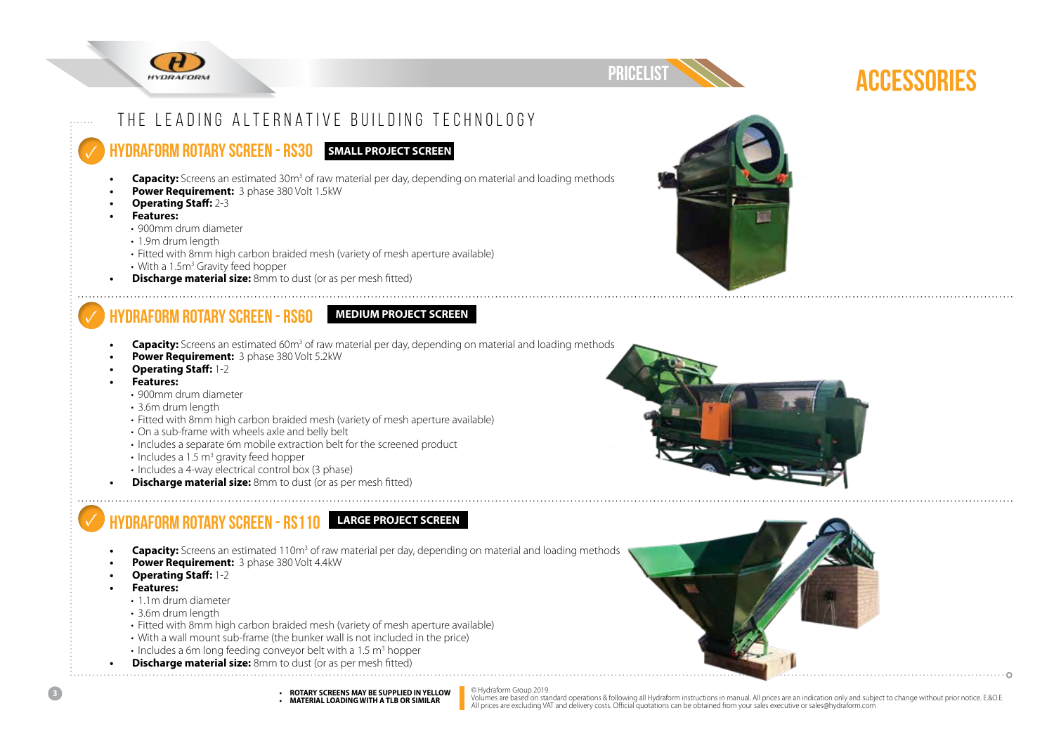# ACCESSORIES

PRICELIST

THE LEADING ALTERNATIVE BUILDING TECHNOLOGY

## HYDRAFORM ROTARY SCREEN - RS30 **SMALL PROJECT SCREEN**

- **Capacity:** Screens an estimated 30m$^3$ of raw material per day, depending on material and loading methods
- **Power Requirement:** 3 phase 380 Volt 1.5kW
- **Operating Staff:** 2-3
- **Features:**
  - 900mm drum diameter
  - 1.9m drum length
  - Fitted with 8mm high carbon braided mesh (variety of mesh aperture available)
  - With a 1.5m$^3$ Gravity feed hopper
- **Discharge material size:** 8mm to dust (or as per mesh fitted)

## HYDRAFORM ROTARY SCREEN - RS60 **MEDIUM PROJECT SCREEN**

- **Capacity:** Screens an estimated 60m$^3$ of raw material per day, depending on material and loading methods
- **Power Requirement:** 3 phase 380 Volt 5.2kW
- **Operating Staff:** 1-2
- **Features:**
  - 900mm drum diameter
  - 3.6m drum length
  - Fitted with 8mm high carbon braided mesh (variety of mesh aperture available)
  - On a sub-frame with wheels axle and belly belt
  - Includes a separate 6m mobile extraction belt for the screened product
  - Includes a 1.5 m$^3$ gravity feed hopper
  - Includes a 4-way electrical control box (3 phase)
- **Discharge material size:** 8mm to dust (or as per mesh fitted)

## HYDRAFORM ROTARY SCREEN - RS110 **LARGE PROJECT SCREEN**

- **Capacity:** Screens an estimated 110m$^3$ of raw material per day, depending on material and loading methods
- **Power Requirement:** 3 phase 380 Volt 4.4kW
- **Operating Staff:** 1-2
- **Features:**
  - 1.1m drum diameter
  - 3.6m drum length
  - Fitted with 8mm high carbon braided mesh (variety of mesh aperture available)
  - With a wall mount sub-frame (the bunker wall is not included in the price)
  - Includes a 6m long feeding conveyor belt with a 1.5 m$^3$ hopper
- **Discharge material size:** 8mm to dust (or as per mesh fitted)

- **ROTARY SCREENS MAY BE SUPPLIED IN YELLOW**
- **MATERIAL LOADING WITH A TLB OR SIMILAR**

© Hydraform Group 2019.
Volumes are based on standard operations & following all Hydraform instructions in manual. All prices are an indication only and subject to change without prior notice. E.&O.E
All prices are excluding VAT and delivery costs. Official quotations can be obtained from your sales executive or sales@hydraform.com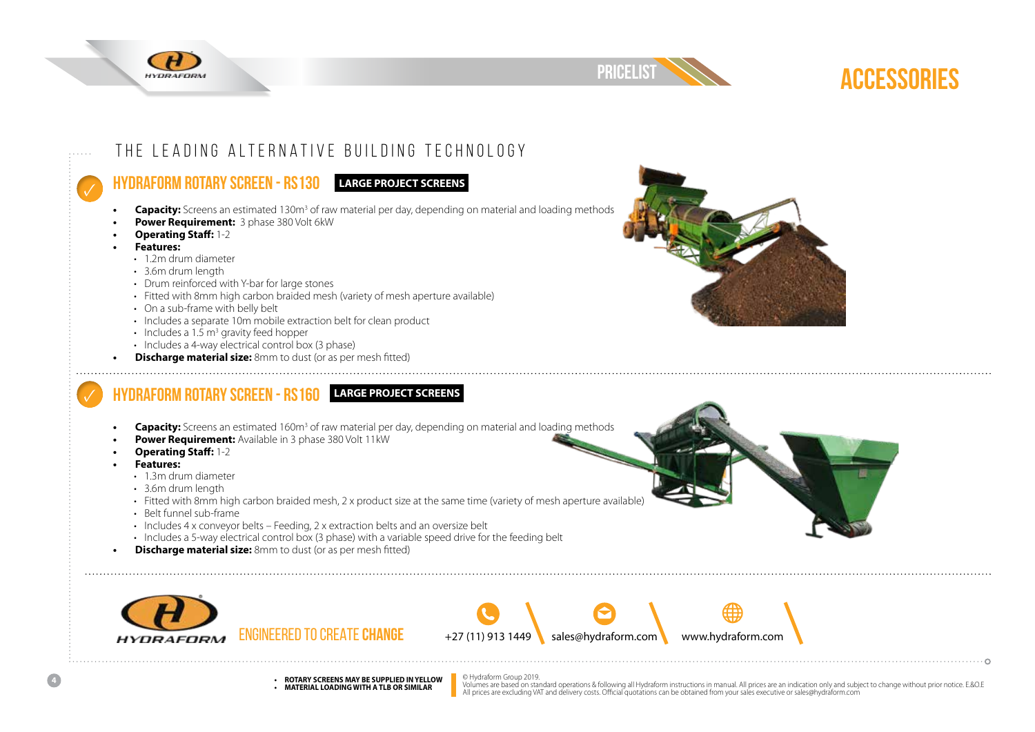PRICELIST

# ACCESSORIES

THE LEADING ALTERNATIVE BUILDING TECHNOLOGY

## HYDRAFORM ROTARY SCREEN - RS130 **LARGE PROJECT SCREENS**

- **Capacity:** Screens an estimated 130m³ of raw material per day, depending on material and loading methods
- **Power Requirement:** 3 phase 380 Volt 6kW
- **Operating Staff:** 1-2
- **Features:**
  - 1.2m drum diameter
  - 3.6m drum length
  - Drum reinforced with Y-bar for large stones
  - Fitted with 8mm high carbon braided mesh (variety of mesh aperture available)
  - On a sub-frame with belly belt
  - Includes a separate 10m mobile extraction belt for clean product
  - Includes a 1.5 m³ gravity feed hopper
  - Includes a 4-way electrical control box (3 phase)
- **Discharge material size:** 8mm to dust (or as per mesh fitted)

## HYDRAFORM ROTARY SCREEN - RS160 **LARGE PROJECT SCREENS**

- **Capacity:** Screens an estimated 160m³ of raw material per day, depending on material and loading methods
- **Power Requirement:** Available in 3 phase 380 Volt 11kW
- **Operating Staff:** 1-2
- **Features:**
  - 1.3m drum diameter
  - 3.6m drum length
  - Fitted with 8mm high carbon braided mesh, 2 x product size at the same time (variety of mesh aperture available)
  - Belt funnel sub-frame
  - Includes 4 x conveyor belts – Feeding, 2 x extraction belts and an oversize belt
  - Includes a 5-way electrical control box (3 phase) with a variable speed drive for the feeding belt
- **Discharge material size:** 8mm to dust (or as per mesh fitted)

HYDRAFORM

ENGINEERED TO CREATE **CHANGE**

+27 (11) 913 1449 | sales@hydraform.com | www.hydraform.com

- **ROTARY SCREENS MAY BE SUPPLIED IN YELLOW**
- **MATERIAL LOADING WITH A TLB OR SIMILAR**

© Hydraform Group 2019.
Volumes are based on standard operations & following all Hydraform instructions in manual. All prices are an indication only and subject to change without prior notice. E.&O.E
All prices are excluding VAT and delivery costs. Official quotations can be obtained from your sales executive or sales@hydraform.com